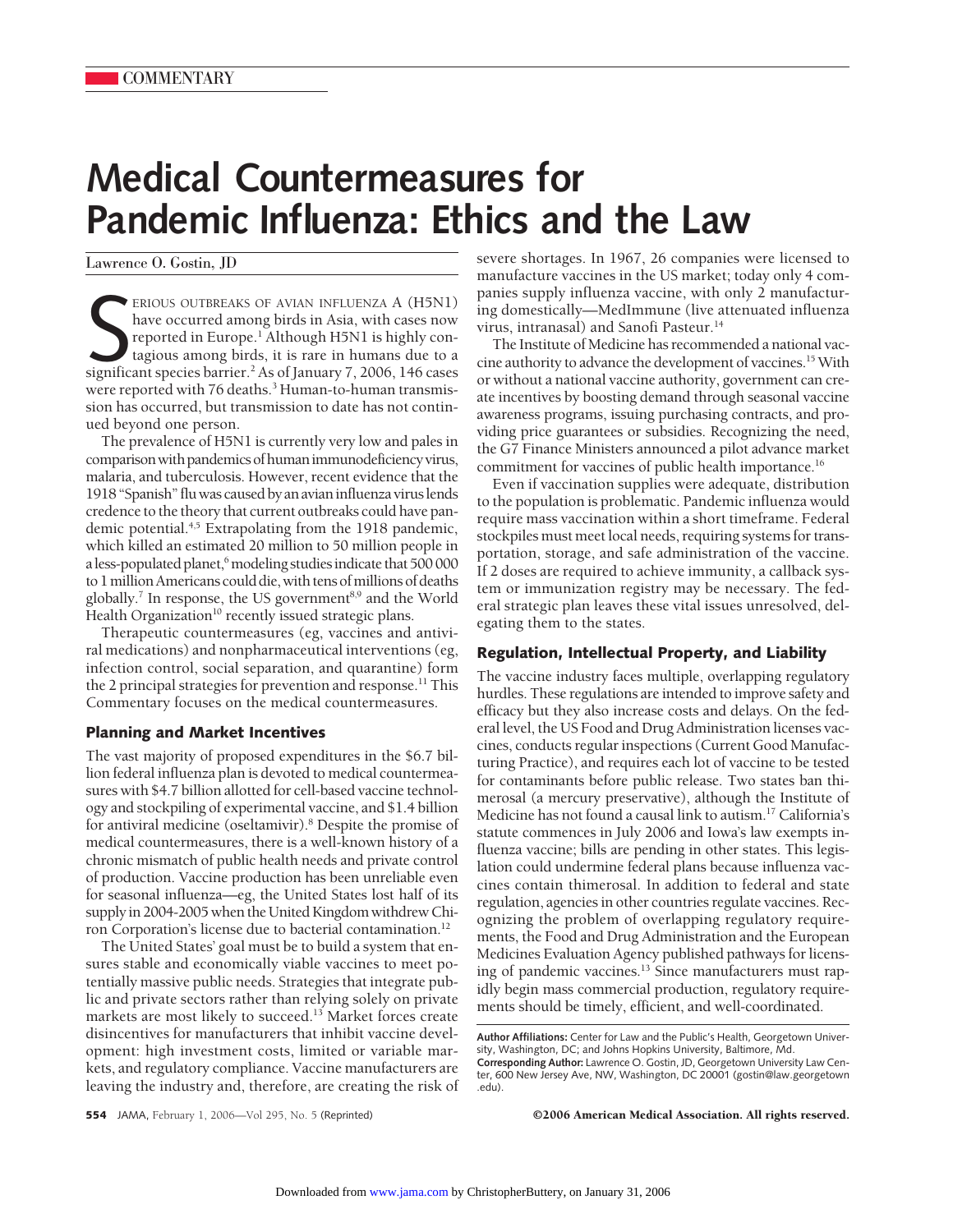COMMENTARY

# Medical Countermeasures for Pandemic Influenza: Ethics and the Law

Lawrence O. Gostin, JD

SERIOUS OUTBREAKS OF AVIAN INFLUENZA A (H5N1) have occurred among birds in Asia, with cases now reported in Europe.[1] Although H5N1 is highly contagious among birds, it is rare in humans due to a significant species barrier.[2] As of January 7, 2006, 146 cases were reported with 76 deaths.[3] Human-to-human transmission has occurred, but transmission to date has not continued beyond one person.

The prevalence of H5N1 is currently very low and pales in comparison with pandemics of human immunodeficiency virus, malaria, and tuberculosis. However, recent evidence that the 1918 "Spanish" flu was caused by an avian influenza virus lends credence to the theory that current outbreaks could have pandemic potential.[4,5] Extrapolating from the 1918 pandemic, which killed an estimated 20 million to 50 million people in a less-populated planet,[6] modeling studies indicate that 500 000 to 1 million Americans could die, with tens of millions of deaths globally.[7] In response, the US government[8,9] and the World Health Organization[10] recently issued strategic plans.

Therapeutic countermeasures (eg, vaccines and antiviral medications) and nonpharmaceutical interventions (eg, infection control, social separation, and quarantine) form the 2 principal strategies for prevention and response.[11] This Commentary focuses on the medical countermeasures.

## Planning and Market Incentives

The vast majority of proposed expenditures in the $6.7 billion federal influenza plan is devoted to medical countermeasures with $4.7 billion allotted for cell-based vaccine technology and stockpiling of experimental vaccine, and $1.4 billion for antiviral medicine (oseltamivir).[8] Despite the promise of medical countermeasures, there is a well-known history of a chronic mismatch of public health needs and private control of production. Vaccine production has been unreliable even for seasonal influenza—eg, the United States lost half of its supply in 2004-2005 when the United Kingdom withdrew Chiron Corporation's license due to bacterial contamination.[12]

The United States' goal must be to build a system that ensures stable and economically viable vaccines to meet potentially massive public needs. Strategies that integrate public and private sectors rather than relying solely on private markets are most likely to succeed.[13] Market forces create disincentives for manufacturers that inhibit vaccine development: high investment costs, limited or variable markets, and regulatory compliance. Vaccine manufacturers are leaving the industry and, therefore, are creating the risk of severe shortages. In 1967, 26 companies were licensed to manufacture vaccines in the US market; today only 4 companies supply influenza vaccine, with only 2 manufacturing domestically—MedImmune (live attenuated influenza virus, intranasal) and Sanofi Pasteur.[14]

The Institute of Medicine has recommended a national vaccine authority to advance the development of vaccines.[15] With or without a national vaccine authority, government can create incentives by boosting demand through seasonal vaccine awareness programs, issuing purchasing contracts, and providing price guarantees or subsidies. Recognizing the need, the G7 Finance Ministers announced a pilot advance market commitment for vaccines of public health importance.[16]

Even if vaccination supplies were adequate, distribution to the population is problematic. Pandemic influenza would require mass vaccination within a short timeframe. Federal stockpiles must meet local needs, requiring systems for transportation, storage, and safe administration of the vaccine. If 2 doses are required to achieve immunity, a callback system or immunization registry may be necessary. The federal strategic plan leaves these vital issues unresolved, delegating them to the states.

## Regulation, Intellectual Property, and Liability

The vaccine industry faces multiple, overlapping regulatory hurdles. These regulations are intended to improve safety and efficacy but they also increase costs and delays. On the federal level, the US Food and Drug Administration licenses vaccines, conducts regular inspections (Current Good Manufacturing Practice), and requires each lot of vaccine to be tested for contaminants before public release. Two states ban thimerosal (a mercury preservative), although the Institute of Medicine has not found a causal link to autism.[17] California's statute commences in July 2006 and Iowa's law exempts influenza vaccine; bills are pending in other states. This legislation could undermine federal plans because influenza vaccines contain thimerosal. In addition to federal and state regulation, agencies in other countries regulate vaccines. Recognizing the problem of overlapping regulatory requirements, the Food and Drug Administration and the European Medicines Evaluation Agency published pathways for licensing of pandemic vaccines.[13] Since manufacturers must rapidly begin mass commercial production, regulatory requirements should be timely, efficient, and well-coordinated.

**Author Affiliations:** Center for Law and the Public's Health, Georgetown University, Washington, DC; and Johns Hopkins University, Baltimore, Md.

**Corresponding Author:** Lawrence O. Gostin, JD, Georgetown University Law Center, 600 New Jersey Ave, NW, Washington, DC 20001 (gostin@law.georgetown.edu).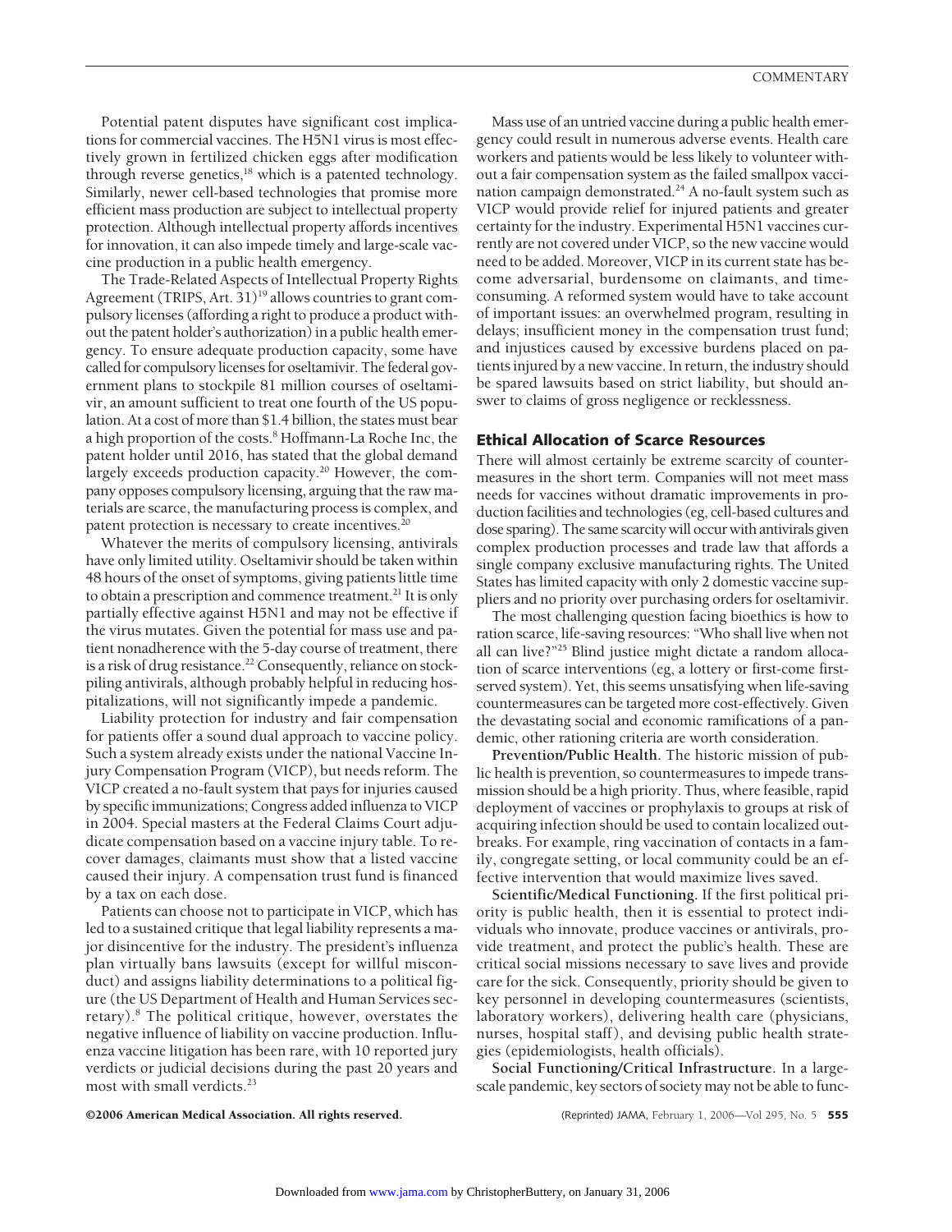Potential patent disputes have significant cost implications for commercial vaccines. The H5N1 virus is most effectively grown in fertilized chicken eggs after modification through reverse genetics,[18] which is a patented technology. Similarly, newer cell-based technologies that promise more efficient mass production are subject to intellectual property protection. Although intellectual property affords incentives for innovation, it can also impede timely and large-scale vaccine production in a public health emergency.

The Trade-Related Aspects of Intellectual Property Rights Agreement (TRIPS, Art. 31)[19] allows countries to grant compulsory licenses (affording a right to produce a product without the patent holder's authorization) in a public health emergency. To ensure adequate production capacity, some have called for compulsory licenses for oseltamivir. The federal government plans to stockpile 81 million courses of oseltamivir, an amount sufficient to treat one fourth of the US population. At a cost of more than $1.4 billion, the states must bear a high proportion of the costs.[8] Hoffmann-La Roche Inc, the patent holder until 2016, has stated that the global demand largely exceeds production capacity.[20] However, the company opposes compulsory licensing, arguing that the raw materials are scarce, the manufacturing process is complex, and patent protection is necessary to create incentives.[20]

Whatever the merits of compulsory licensing, antivirals have only limited utility. Oseltamivir should be taken within 48 hours of the onset of symptoms, giving patients little time to obtain a prescription and commence treatment.[21] It is only partially effective against H5N1 and may not be effective if the virus mutates. Given the potential for mass use and patient nonadherence with the 5-day course of treatment, there is a risk of drug resistance.[22] Consequently, reliance on stockpiling antivirals, although probably helpful in reducing hospitalizations, will not significantly impede a pandemic.

Liability protection for industry and fair compensation for patients offer a sound dual approach to vaccine policy. Such a system already exists under the national Vaccine Injury Compensation Program (VICP), but needs reform. The VICP created a no-fault system that pays for injuries caused by specific immunizations; Congress added influenza to VICP in 2004. Special masters at the Federal Claims Court adjudicate compensation based on a vaccine injury table. To recover damages, claimants must show that a listed vaccine caused their injury. A compensation trust fund is financed by a tax on each dose.

Patients can choose not to participate in VICP, which has led to a sustained critique that legal liability represents a major disincentive for the industry. The president's influenza plan virtually bans lawsuits (except for willful misconduct) and assigns liability determinations to a political figure (the US Department of Health and Human Services secretary).[8] The political critique, however, overstates the negative influence of liability on vaccine production. Influenza vaccine litigation has been rare, with 10 reported jury verdicts or judicial decisions during the past 20 years and most with small verdicts.[23]

Mass use of an untried vaccine during a public health emergency could result in numerous adverse events. Health care workers and patients would be less likely to volunteer without a fair compensation system as the failed smallpox vaccination campaign demonstrated.[24] A no-fault system such as VICP would provide relief for injured patients and greater certainty for the industry. Experimental H5N1 vaccines currently are not covered under VICP, so the new vaccine would need to be added. Moreover, VICP in its current state has become adversarial, burdensome on claimants, and time-consuming. A reformed system would have to take account of important issues: an overwhelmed program, resulting in delays; insufficient money in the compensation trust fund; and injustices caused by excessive burdens placed on patients injured by a new vaccine. In return, the industry should be spared lawsuits based on strict liability, but should answer to claims of gross negligence or recklessness.

## Ethical Allocation of Scarce Resources

There will almost certainly be extreme scarcity of countermeasures in the short term. Companies will not meet mass needs for vaccines without dramatic improvements in production facilities and technologies (eg, cell-based cultures and dose sparing). The same scarcity will occur with antivirals given complex production processes and trade law that affords a single company exclusive manufacturing rights. The United States has limited capacity with only 2 domestic vaccine suppliers and no priority over purchasing orders for oseltamivir.

The most challenging question facing bioethics is how to ration scarce, life-saving resources: "Who shall live when not all can live?"[25] Blind justice might dictate a random allocation of scarce interventions (eg, a lottery or first-come first-served system). Yet, this seems unsatisfying when life-saving countermeasures can be targeted more cost-effectively. Given the devastating social and economic ramifications of a pandemic, other rationing criteria are worth consideration.

**Prevention/Public Health.** The historic mission of public health is prevention, so countermeasures to impede transmission should be a high priority. Thus, where feasible, rapid deployment of vaccines or prophylaxis to groups at risk of acquiring infection should be used to contain localized outbreaks. For example, ring vaccination of contacts in a family, congregate setting, or local community could be an effective intervention that would maximize lives saved.

**Scientific/Medical Functioning.** If the first political priority is public health, then it is essential to protect individuals who innovate, produce vaccines or antivirals, provide treatment, and protect the public's health. These are critical social missions necessary to save lives and provide care for the sick. Consequently, priority should be given to key personnel in developing countermeasures (scientists, laboratory workers), delivering health care (physicians, nurses, hospital staff), and devising public health strategies (epidemiologists, health officials).

**Social Functioning/Critical Infrastructure.** In a large-scale pandemic, key sectors of society may not be able to func-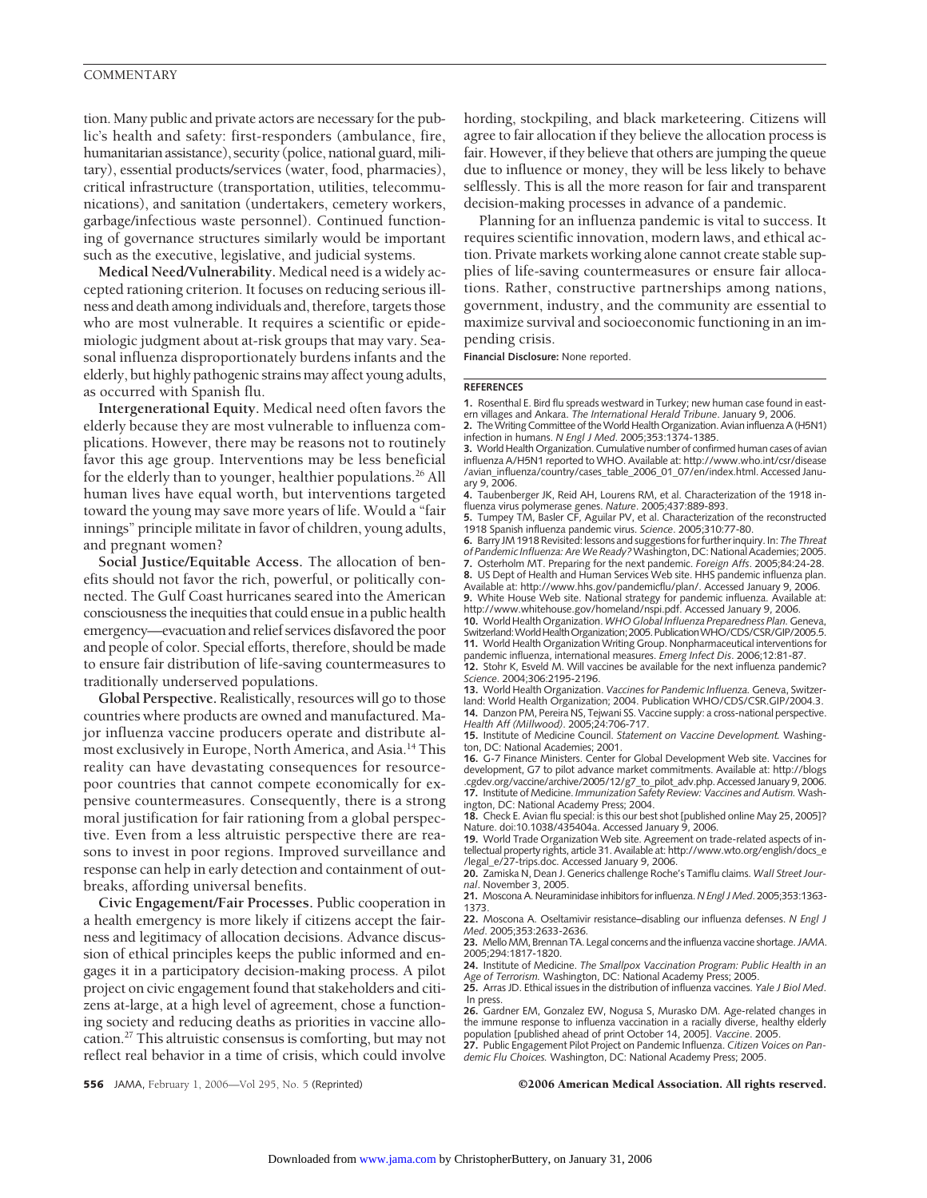tion. Many public and private actors are necessary for the public's health and safety: first-responders (ambulance, fire, humanitarian assistance), security (police, national guard, military), essential products/services (water, food, pharmacies), critical infrastructure (transportation, utilities, telecommunications), and sanitation (undertakers, cemetery workers, garbage/infectious waste personnel). Continued functioning of governance structures similarly would be important such as the executive, legislative, and judicial systems.

**Medical Need/Vulnerability.** Medical need is a widely accepted rationing criterion. It focuses on reducing serious illness and death among individuals and, therefore, targets those who are most vulnerable. It requires a scientific or epidemiologic judgment about at-risk groups that may vary. Seasonal influenza disproportionately burdens infants and the elderly, but highly pathogenic strains may affect young adults, as occurred with Spanish flu.

**Intergenerational Equity.** Medical need often favors the elderly because they are most vulnerable to influenza complications. However, there may be reasons not to routinely favor this age group. Interventions may be less beneficial for the elderly than to younger, healthier populations.[26] All human lives have equal worth, but interventions targeted toward the young may save more years of life. Would a "fair innings" principle militate in favor of children, young adults, and pregnant women?

**Social Justice/Equitable Access.** The allocation of benefits should not favor the rich, powerful, or politically connected. The Gulf Coast hurricanes seared into the American consciousness the inequities that could ensue in a public health emergency—evacuation and relief services disfavored the poor and people of color. Special efforts, therefore, should be made to ensure fair distribution of life-saving countermeasures to traditionally underserved populations.

**Global Perspective.** Realistically, resources will go to those countries where products are owned and manufactured. Major influenza vaccine producers operate and distribute almost exclusively in Europe, North America, and Asia.[14] This reality can have devastating consequences for resource-poor countries that cannot compete economically for expensive countermeasures. Consequently, there is a strong moral justification for fair rationing from a global perspective. Even from a less altruistic perspective there are reasons to invest in poor regions. Improved surveillance and response can help in early detection and containment of outbreaks, affording universal benefits.

**Civic Engagement/Fair Processes.** Public cooperation in a health emergency is more likely if citizens accept the fairness and legitimacy of allocation decisions. Advance discussion of ethical principles keeps the public informed and engages it in a participatory decision-making process. A pilot project on civic engagement found that stakeholders and citizens at-large, at a high level of agreement, chose a functioning society and reducing deaths as priorities in vaccine allocation.[27] This altruistic consensus is comforting, but may not reflect real behavior in a time of crisis, which could involve hording, stockpiling, and black marketeering. Citizens will agree to fair allocation if they believe the allocation process is fair. However, if they believe that others are jumping the queue due to influence or money, they will be less likely to behave selflessly. This is all the more reason for fair and transparent decision-making processes in advance of a pandemic.

Planning for an influenza pandemic is vital to success. It requires scientific innovation, modern laws, and ethical action. Private markets working alone cannot create stable supplies of life-saving countermeasures or ensure fair allocations. Rather, constructive partnerships among nations, government, industry, and the community are essential to maximize survival and socioeconomic functioning in an impending crisis.

**Financial Disclosure:** None reported.

## REFERENCES

1. Rosenthal E. Bird flu spreads westward in Turkey; new human case found in eastern villages and Ankara. *The International Herald Tribune*. January 9, 2006.
2. The Writing Committee of the World Health Organization. Avian influenza A (H5N1) infection in humans. *N Engl J Med*. 2005;353:1374-1385.
3. World Health Organization. Cumulative number of confirmed human cases of avian influenza A/H5N1 reported to WHO. Available at: http://www.who.int/csr/disease/avian_influenza/country/cases_table_2006_01_07/en/index.html. Accessed January 9, 2006.
4. Taubenberger JK, Reid AH, Lourens RM, et al. Characterization of the 1918 influenza virus polymerase genes. *Nature*. 2005;437:889-893.
5. Tumpey TM, Basler CF, Aguilar PV, et al. Characterization of the reconstructed 1918 Spanish influenza pandemic virus. *Science*. 2005;310:77-80.
6. Barry JM 1918 Revisited: lessons and suggestions for further inquiry. In: *The Threat of Pandemic Influenza: Are We Ready?* Washington, DC: National Academies; 2005.
7. Osterholm MT. Preparing for the next pandemic. *Foreign Affs*. 2005;84:24-28.
8. US Dept of Health and Human Services Web site. HHS pandemic influenza plan. Available at: http://www.hhs.gov/pandemicflu/plan/. Accessed January 9, 2006.
9. White House Web site. National strategy for pandemic influenza. Available at: http://www.whitehouse.gov/homeland/nspi.pdf. Accessed January 9, 2006.
10. World Health Organization. *WHO Global Influenza Preparedness Plan*. Geneva, Switzerland: World Health Organization; 2005. Publication WHO/CDS/CSR/GIP/2005.5.
11. World Health Organization Writing Group. Nonpharmaceutical interventions for pandemic influenza, international measures. *Emerg Infect Dis*. 2006;12:81-87.
12. Stohr K, Esveld M. Will vaccines be available for the next influenza pandemic? *Science*. 2004;306:2195-2196.
13. World Health Organization. *Vaccines for Pandemic Influenza.* Geneva, Switzerland: World Health Organization; 2004. Publication WHO/CDS/CSR.GIP/2004.3.
14. Danzon PM, Pereira NS, Tejwani SS. Vaccine supply: a cross-national perspective. *Health Aff (Millwood)*. 2005;24:706-717.
15. Institute of Medicine Council. *Statement on Vaccine Development.* Washington, DC: National Academies; 2001.
16. G-7 Finance Ministers. Center for Global Development Web site. Vaccines for development, G7 to pilot advance market commitments. Available at: http://blogs.cgdev.org/vaccine/archive/2005/12/g7_to_pilot_adv.php. Accessed January 9, 2006.
17. Institute of Medicine. *Immunization Safety Review: Vaccines and Autism.* Washington, DC: National Academy Press; 2004.
18. Check E. Avian flu special: is this our best shot [published online May 25, 2005]? Nature. doi:10.1038/435404a. Accessed January 9, 2006.
19. World Trade Organization Web site. Agreement on trade-related aspects of intellectual property rights, article 31. Available at: http://www.wto.org/english/docs_e/legal_e/27-trips.doc. Accessed January 9, 2006.
20. Zamiska N, Dean J. Generics challenge Roche's Tamiflu claims. *Wall Street Journal*. November 3, 2005.
21. Moscona A. Neuraminidase inhibitors for influenza. *N Engl J Med*. 2005;353:1363-1373.
22. Moscona A. Oseltamivir resistance–disabling our influenza defenses. *N Engl J Med*. 2005;353:2633-2636.
23. Mello MM, Brennan TA. Legal concerns and the influenza vaccine shortage. *JAMA*. 2005;294:1817-1820.
24. Institute of Medicine. *The Smallpox Vaccination Program: Public Health in an Age of Terrorism.* Washington, DC: National Academy Press; 2005.
25. Arras JD. Ethical issues in the distribution of influenza vaccines. *Yale J Biol Med*. In press.
26. Gardner EM, Gonzalez EW, Nogusa S, Murasko DM. Age-related changes in the immune response to influenza vaccination in a racially diverse, healthy elderly population [published ahead of print October 14, 2005]. *Vaccine*. 2005.
27. Public Engagement Pilot Project on Pandemic Influenza. *Citizen Voices on Pandemic Flu Choices.* Washington, DC: National Academy Press; 2005.